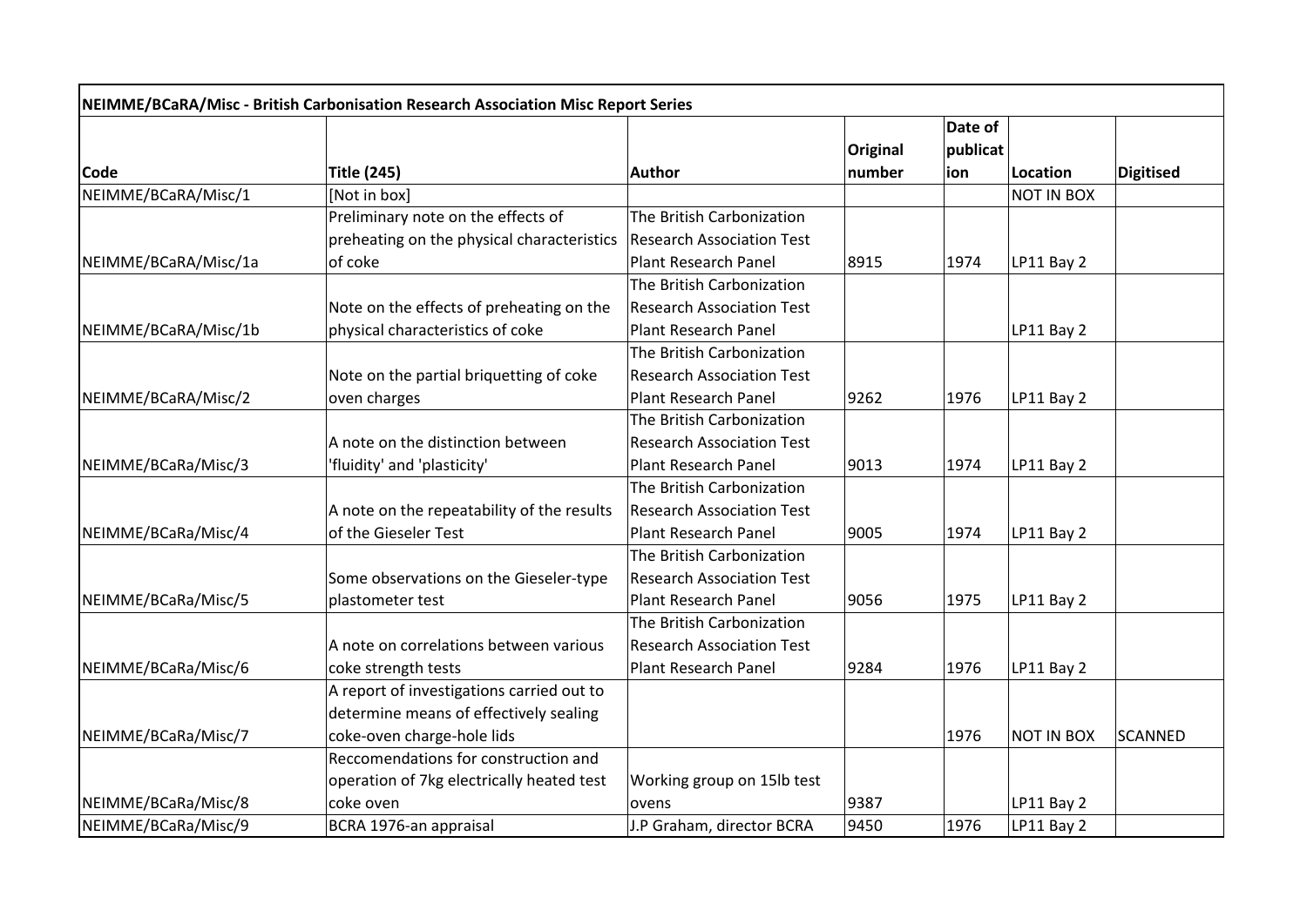## NEIMME/BCaRA/Misc - British Carbonisation Research Association Misc Report Series

| Code | Title (245) | Author | Original number | Date of publication | Location | Digitised |
|---|---|---|---|---|---|---|
| NEIMME/BCaRA/Misc/1 | [Not in box] | | | | NOT IN BOX | |
| NEIMME/BCaRA/Misc/1a | Preliminary note on the effects of preheating on the physical characteristics of coke | The British Carbonization Research Association Test Plant Research Panel | 8915 | 1974 | LP11 Bay 2 | |
| NEIMME/BCaRA/Misc/1b | Note on the effects of preheating on the physical characteristics of coke | The British Carbonization Research Association Test Plant Research Panel | | | LP11 Bay 2 | |
| NEIMME/BCaRA/Misc/2 | Note on the partial briquetting of coke oven charges | The British Carbonization Research Association Test Plant Research Panel | 9262 | 1976 | LP11 Bay 2 | |
| NEIMME/BCaRa/Misc/3 | A note on the distinction between 'fluidity' and 'plasticity' | The British Carbonization Research Association Test Plant Research Panel | 9013 | 1974 | LP11 Bay 2 | |
| NEIMME/BCaRa/Misc/4 | A note on the repeatability of the results of the Gieseler Test | The British Carbonization Research Association Test Plant Research Panel | 9005 | 1974 | LP11 Bay 2 | |
| NEIMME/BCaRa/Misc/5 | Some observations on the Gieseler-type plastometer test | The British Carbonization Research Association Test Plant Research Panel | 9056 | 1975 | LP11 Bay 2 | |
| NEIMME/BCaRa/Misc/6 | A note on correlations between various coke strength tests | The British Carbonization Research Association Test Plant Research Panel | 9284 | 1976 | LP11 Bay 2 | |
| NEIMME/BCaRa/Misc/7 | A report of investigations carried out to determine means of effectively sealing coke-oven charge-hole lids | | | 1976 | NOT IN BOX | SCANNED |
| NEIMME/BCaRa/Misc/8 | Reccomendations for construction and operation of 7kg electrically heated test coke oven | Working group on 15lb test ovens | 9387 | | LP11 Bay 2 | |
| NEIMME/BCaRa/Misc/9 | BCRA 1976-an appraisal | J.P Graham, director BCRA | 9450 | 1976 | LP11 Bay 2 | |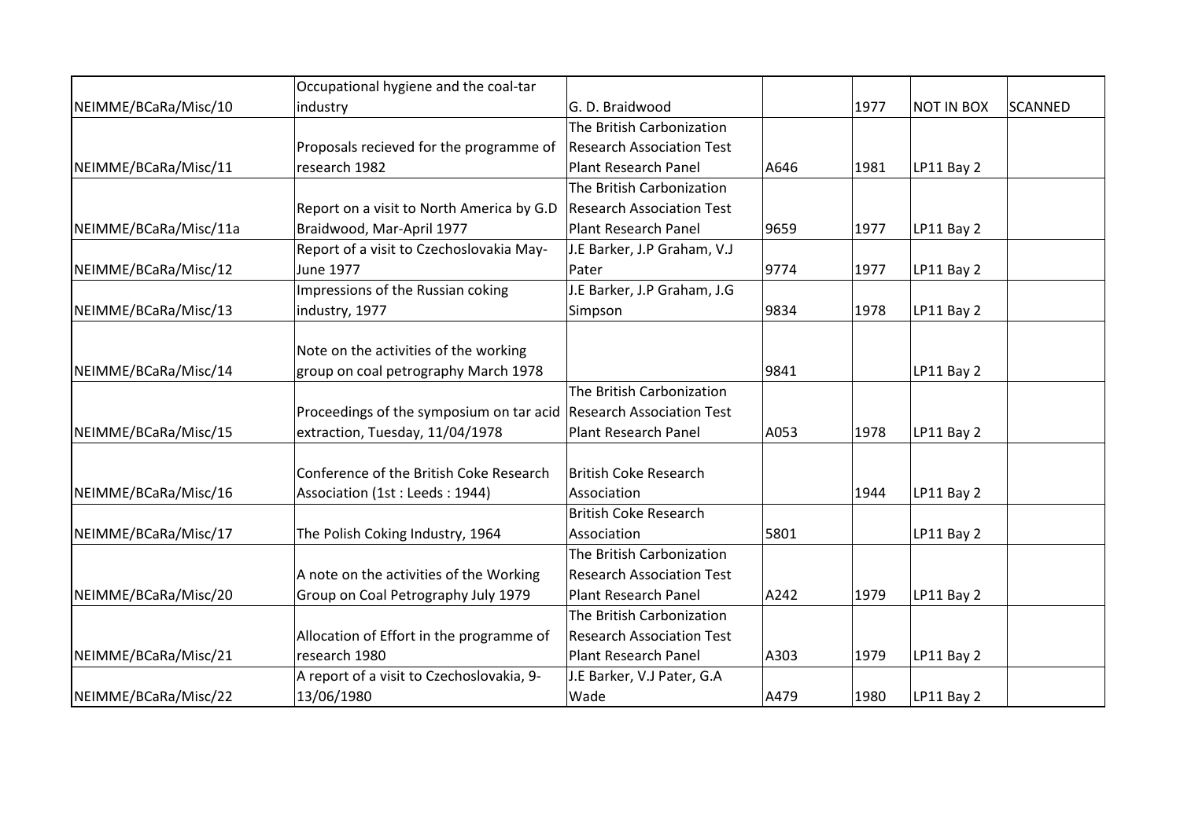| | | | | | | |
|---|---|---|---|---|---|---|
| NEIMME/BCaRa/Misc/10 | Occupational hygiene and the coal-tar industry | G. D. Braidwood | | 1977 | NOT IN BOX | SCANNED |
| NEIMME/BCaRa/Misc/11 | Proposals recieved for the programme of research 1982 | The British Carbonization Research Association Test Plant Research Panel | A646 | 1981 | LP11 Bay 2 | |
| NEIMME/BCaRa/Misc/11a | Report on a visit to North America by G.D Braidwood, Mar-April 1977 | The British Carbonization Research Association Test Plant Research Panel | 9659 | 1977 | LP11 Bay 2 | |
| NEIMME/BCaRa/Misc/12 | Report of a visit to Czechoslovakia May-June 1977 | J.E Barker, J.P Graham, V.J Pater | 9774 | 1977 | LP11 Bay 2 | |
| NEIMME/BCaRa/Misc/13 | Impressions of the Russian coking industry, 1977 | J.E Barker, J.P Graham, J.G Simpson | 9834 | 1978 | LP11 Bay 2 | |
| NEIMME/BCaRa/Misc/14 | Note on the activities of the working group on coal petrography March 1978 | | 9841 | | LP11 Bay 2 | |
| NEIMME/BCaRa/Misc/15 | Proceedings of the symposium on tar acid extraction, Tuesday, 11/04/1978 | The British Carbonization Research Association Test Plant Research Panel | A053 | 1978 | LP11 Bay 2 | |
| NEIMME/BCaRa/Misc/16 | Conference of the British Coke Research Association (1st : Leeds : 1944) | British Coke Research Association | | 1944 | LP11 Bay 2 | |
| NEIMME/BCaRa/Misc/17 | The Polish Coking Industry, 1964 | British Coke Research Association | 5801 | | LP11 Bay 2 | |
| NEIMME/BCaRa/Misc/20 | A note on the activities of the Working Group on Coal Petrography July 1979 | The British Carbonization Research Association Test Plant Research Panel | A242 | 1979 | LP11 Bay 2 | |
| NEIMME/BCaRa/Misc/21 | Allocation of Effort in the programme of research 1980 | The British Carbonization Research Association Test Plant Research Panel | A303 | 1979 | LP11 Bay 2 | |
| NEIMME/BCaRa/Misc/22 | A report of a visit to Czechoslovakia, 9-13/06/1980 | J.E Barker, V.J Pater, G.A Wade | A479 | 1980 | LP11 Bay 2 | |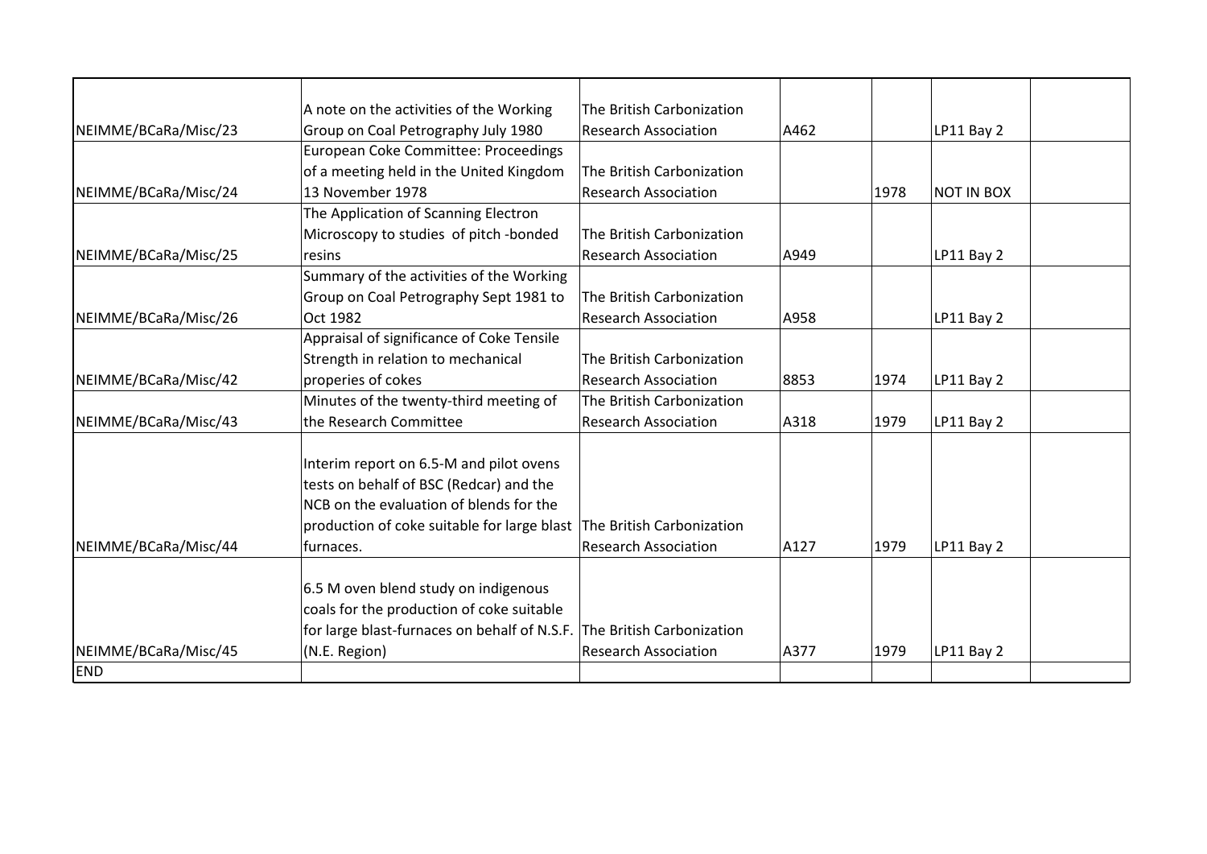| | | | | | | |
|---|---|---|---|---|---|---|
| NEIMME/BCaRa/Misc/23 | A note on the activities of the Working Group on Coal Petrography July 1980 | The British Carbonization Research Association | A462 | | LP11 Bay 2 | |
| NEIMME/BCaRa/Misc/24 | European Coke Committee: Proceedings of a meeting held in the United Kingdom 13 November 1978 | The British Carbonization Research Association | | 1978 | NOT IN BOX | |
| NEIMME/BCaRa/Misc/25 | The Application of Scanning Electron Microscopy to studies of pitch -bonded resins | The British Carbonization Research Association | A949 | | LP11 Bay 2 | |
| NEIMME/BCaRa/Misc/26 | Summary of the activities of the Working Group on Coal Petrography Sept 1981 to Oct 1982 | The British Carbonization Research Association | A958 | | LP11 Bay 2 | |
| NEIMME/BCaRa/Misc/42 | Appraisal of significance of Coke Tensile Strength in relation to mechanical properies of cokes | The British Carbonization Research Association | 8853 | 1974 | LP11 Bay 2 | |
| NEIMME/BCaRa/Misc/43 | Minutes of the twenty-third meeting of the Research Committee | The British Carbonization Research Association | A318 | 1979 | LP11 Bay 2 | |
| NEIMME/BCaRa/Misc/44 | Interim report on 6.5-M and pilot ovens tests on behalf of BSC (Redcar) and the NCB on the evaluation of blends for the production of coke suitable for large blast furnaces. | The British Carbonization Research Association | A127 | 1979 | LP11 Bay 2 | |
| NEIMME/BCaRa/Misc/45 | 6.5 M oven blend study on indigenous coals for the production of coke suitable for large blast-furnaces on behalf of N.S.F. (N.E. Region) | The British Carbonization Research Association | A377 | 1979 | LP11 Bay 2 | |
| END | | | | | | |